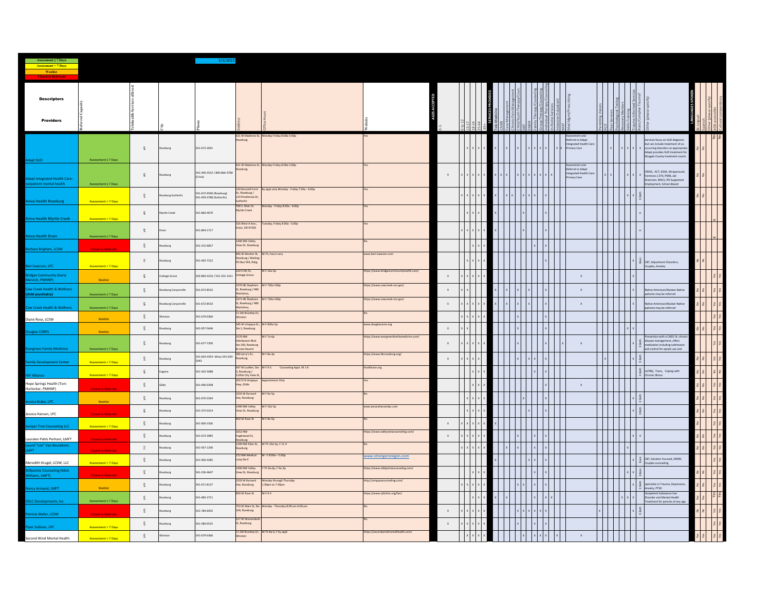| Legend |
| --- |
| Assessment ≤ 7 Days |
| Assessment > 7 Days |
| Waitlist |
| Closed to Referrals |

5/2/2022

| Providers | Referral Capacity | Telehealth Services offered | City | Phone | Address | Office Hours | Website | AGES ACCEPTED: 0-5 | 6 to 12 | 13-17 | 18-24 | 25-64 | 65+ | SERVICES PROVIDED: Tele-Medicine | CAMS | Case Management | Chronic Pain Management | Child/Youth Therapy/Coun. | DBT | EMDR | Family Therapy/Counseling | Group Therapy/Counseling | Individual Therapy/Counseling | In-Home Services | Intensive Outpatient | MAT | Med Mgmt/Prescribing | Parenting classes | PCIT | Peer Services | Psychological Testing | Recovery Mentors | Skills Training | Trauma Informed Services | Basic/Complex Trauma? | Other (please specify) | LANGUAGES SPOKEN: Bilingual | Spanish | Other (please specify) | ADA accessible | Cultural competency |
|---|---|---|---|---|---|---|---|---|---|---|---|---|---|---|---|---|---|---|---|---|---|---|---|---|---|---|---|---|---|---|---|---|---|---|---|---|---|---|---|---|---|
| Adapt SUD | Assessment ≤ 7 Days | yes | Roseburg | 541-672-2691 | 621 W Madrone St, Roseburg | Monday-Friday 8:00a-5:00p | Yes | | | X | X | X | X | X | | X | | X | | | X | X | X | | X | X | Assessment and Referral to Adapt Integrated Health Care: Primary Care | | | X | | X | X | X | | Services focus on SUD diagnosis but can include treatment of co-occurring disorders as appropriate. Adapt provides SUD treatment for Douglas County treatment courts. | No | No | | Yes | Yes |
| Adapt Integrated Health Care: outpatient mental health | Assessment ≤ 7 Days | yes | Roseburg | 541-440-3532 / 800-866-9780 (Crisis) | 621 W Madrone St, Roseburg | Monday-Friday 8:00a-5:00p | Yes | X | X | X | X | X | X | X | X | X | | X | X | X | X | X | X | X | | | Assessment and Referral to Adapt Integrated Health Care: Primary Care | | X | X | | | X | X | X | CRISIS, ACT, EASA, Wraparound, Forensics (.370, PSRB, Jail Diversion, MHC), IPS Supported Employment, School-Based | No | No | | | |
| Aviva Health Roseburg | Assessment > 7 Days | yes | Roseburg Sutherlin | 541-672-9596 (Roseburg) 541-459-3788 (Sutherlin) | 150 Kenneth Ford Dr, Roseburg / 123 Ponderosa Dr, Sutherlin | By appt only Monday - Friday 7:30a - 6:00p | Yes | | X | X | X | X | X | X | | X | X | | X | X | X | | X | | | | | | | | | | X | X | X Both | | No | No | | | |
| Aviva Health Myrtle Creek | Assessment > 7 Days | yes | Myrtle Creek | 541-860-4070 | 790 S. Main St. Myrtle Creek | Monday - Friday 8:00a - 6:00p | Yes | | X | X | X | | | X | | | | | | X | | | X | | | | | | | | | | | | X | | | | | X | |
| Aviva Health Drain | Assessment ≤ 7 Days | yes | Drain | 541-804-1717 | 316 West A Ave., Drain, OR 97435 | Tuesday, Friday 8:00a - 5:00p | Yes | | X | X | X | X | X | X | | | | | | X | | | X | | | | | | | | | | | | X | | | | | X | |
| Barbara Brigham, LCSW | Closed to Referrals | yes | Roseburg | 541-315-6857 | 1490 NW Valley View Dr, Roseburg | | No | | | | X | X | X | | | | | | | | X | | X | | | | | | | | | | | | | | | | | | |
| Bari Isaacson, LPC | Assessment > 7 Days | no | Roseburg | 541-492-7222 | 845 SE Mosher St, Roseburg / Mailing: PO Box 594, Rsbg | M-Th, hours vary | www.bari-isaacson.com | | | X | X | X | X | | | | | | | | | | X | | | | | | | | | | | X | Basic | CBT, Adjustment Disorders, Couples, Anxiety | No | No | | | |
| Bridges Community (Karla Marvich, PMHNP) | Waitlist | yes | Cottage Grove | 503-860-4216 / 541-255-1411 | 210 S 5th St, Cottage Grove | M-F 10a-5p | https://www.bridgescommunityhealth.com/ | X | X | X | X | X | X | | | | | | | | | | | | | | X | | | | | | | X | | | | | | Yes | Yes |
| Cow Creek Health & Wellness (child psychiatry) | Assessment ≤ 7 Days | yes | Roseburg Canyonville | 541-672-8532 | 2370 NE Stephens St, Roseburg / 480 Wartahoo, | M-F 730a-530p | https://www.cowcreek-nsn.gov/ | X | X | X | | | | X | | X | | X | | X | | | X | | | | X | | | | | | | X | | Native American/Alaskan Native patients may be referred | No | No | | Yes | Yes |
| Cow Creek Health & Wellness | Assessment ≤ 7 Days | yes | Roseburg Canyonville | 541-672-8533 | 2371 NE Stephens St, Roseburg / 480 Wartahoo, | M-F 730a-530p | https://www.cowcreek-nsn.gov/ | X | X | X | X | X | X | X | | X | | X | | X | | | X | | | | X | | | | | | | X | | Native American/Alaskan Native patients may be referred | No | No | | Yes | Yes |
| Diane Rose, LCSW | Waitlist | yes | Winston | 541-679-0366 | 11 SW Brantley Dr, Winston | | No | | X | X | X | X | X | | | | | | | X | | | X | | | | | | | | | | | | | | | | | Yes | Yes |
| Douglas CARES | Waitlist | yes | Roseburg | 541-957-5646 | 545 W Umpqua St., Ste 1, Roseburg | M-F 830a-5p | www.douglascares.org | X | X | X | | | | | | | | | | X | | | X | | | | | | | | | | X | X | | | No | No | | Yes | Yes |
| Evergreen Family Medicine | Assessment ≤ 7 Days | yes | Roseburg | 541-677-7200 | 2570 NW Edenbower Blvd. Ste 100, Roseburg & new Havard | M-F 7a-6p | https://www.evergreenfamilymedicine.com/ | X | X | X | X | X | X | | | | | | | X | | | X | | X | | X | | | | | | | X | X Both | Prevention with a CADC III, chronic disease management, offers medication including naltrexone and vivitrol for opiate use and | | | | Yes | Yes |
| Family Development Center | Assessment > 7 Days | yes | Roseburg | 541-643-4354- Missy 541-643-5043 | 300 Jerry's Dr, Roseburg | M-F 8a-4p | https://www.fdcroseburg.org/ | X | X | X | X | | | | | | | | X | X | X | | X | | | | | | X | | | | | X | X Both | | No | No | | Yes | Yes |
| HIV Alliance | Assessment > 7 Days | yes | Eugene | 541-342-5088 | 647 W Luellen, Ste 3, Roseburg / 1195A City View St, | M-F 9-5 Counseling Appt. M 1-6 | hivalliance.org | | | | X | X | X | | | | | | | | | X | X | | | | | | | | | | | | X Both | LGTBQ, Trans, Coping with Chronic Illness | No | No | | Yes | Yes |
| Hope Springs Health (Toni Hurlocker, PMHNP) | Closed to Referrals | yes | Glide | 541-496-0298 | 20172 N Umpqua Hwy, Glide | Appointment Only | Yes | | | | X | X | X | | | | | | | | | | X | | | | X | | | | | | | | | | No | No | | Yes | Yes |
| Jessica Brake, LPC | Waitlist | yes | Roseburg | 541-670-2264 | 2233 W Harvard Ave, Roseburg | M-F 9a-5p | No | | X | X | X | X | X | | | | | | X | | | | X | | | | | | | | | | | X | X Both | | No | No | | Yes | Yes |
| Jessica Hansen, LPC | Closed to Referrals | yes | Roseburg | 541-375-0314 | 1490 NW Valley View Dr, Roseburg | M-F 10a-5p | www.jessicahansenlpc.com | | X | X | X | X | X | | | | | | | X | | | X | | | | | | | | | | | X | XBoth | | No | No | | Yes | Yes |
| Juniper Tree Counseling LLC | Assessment > 7 Days | yes | Roseburg | 541-900-1506 | 850 SE Rose St | M-F 8a-5p | No | X | X | X | X | X | X | X | | | | | | | | | | | | | | | | | | | | | | | No | | | Yes | Yes |
| Lauralen Pahls Perham, LMFT | Closed to Referrals | yes | Roseburg | 541-673-3985 | 1652 NW Hughwood Ct, Roseburg | | https://www.valleyviewcounseling.com/ | X | X | X | X | X | X | | | | | X | | | X | | X | | | | | | | | | | | X | X | | No | No | | Yes | Yes |
| Laurel "Lee" Van Beuzekom, LMFT | Closed to Referrals | no | Roseburg | 541-957-1290 | 1290 NW Ellan St, Roseburg | M-Th 10a-5p, F 11-4 | No | | X | X | X | X | X | | | X | | X | | | X | | X | | | | | | | | | | X | | | | No | No | | Yes | Yes |
| Meredith Krugel, LCSW, LLC | Assessment > 7 Days | yes | Roseburg | 541-900-4285 | 272 NW Medical Loop Ste E | M - F 8:00a – 5:00p | www.strongeroregon.com | | | | | | | X | | | | | | X | X | | X | | | | | | | | | | | X | Basic | CBT, Solution Focused, EMDR, Couples counseling | | | | Yes | Yes |
| Stillpointe Counseling (Mick Williams, LMFT) | Closed to Referrals | yes | Roseburg | 541-236-4647 | 1490 NW Valley View Dr, Roseburg | T-Th 9a-6p, F 9a-3p | https://www.stillpointecounseling.com/ | | | | X | X | X | | | | | | | | X | | X | | | | | | | | | | X | X | XBasic | | No | No | | Yes | Yes |
| Nancy Armand, LMFT | Waitlist | yes | Roseburg | 541-671-8137 | 2233 W Harvard Ave, Roseburg | Monday through Thursday 1:30pm to 7:30pm | http://umpquacounseling.com/ | | X | X | X | X | X | | | | | | X | X | | X | X | | | | | | | | | | | X | X Both | specialize in Trauma, Depression, Anxiety, PTSD | No | No | | Yes | Yes |
| OSLC Developments, Inc | Assessment ≤ 7 Days | yes | Roseburg | 541-485-2711 | 850 SE Rose St. | M-F 9-5 | https://www.oslcclinic.org/fair/ | | | | X | X | X | X | | X | | | | | | X | X | X | | | | | | | | X | X | X | | Outpatient Substance Use Disorder and Mental Health Treatment for parents of any age | Yes | Yes | | Yes | Yes |
| Patricia Wafer, LCSW | Closed to Referrals | yes | Roseburg | 541-784-6935 | 753 SE Main St, Ste 104, Roseburg | Monday - Thursday 8:00 am-6:00 pm | No | X | X | X | X | X | X | | | | | | X | X | X | X | X | | | | | | X | | | | | X | X Both | | No | No | | Yes | Yes |
| Piper Sullivan, LPC | Assessment > 7 Days | yes | Roseburg | 541-580-0525 | 517 W Shenandoah St, Roseburg | | No | X | X | X | X | X | X | | | | | | X | | | X | X | | | | | | | | | | | | | | | | | Yes | Yes |
| Second Wind Mental Health | Assessment > 7 Days | yes | Winston | 541-679-0366 | 11 SW Brantley Dr, Winston | M-Th 8a-6, F by appt | https://secondwindmentalhealth.com/ | | X | X | X | X | | | | | | | | X | | X | X | X | | X | X | | | | | | | | | | Yes | Yes | | Yes | Yes |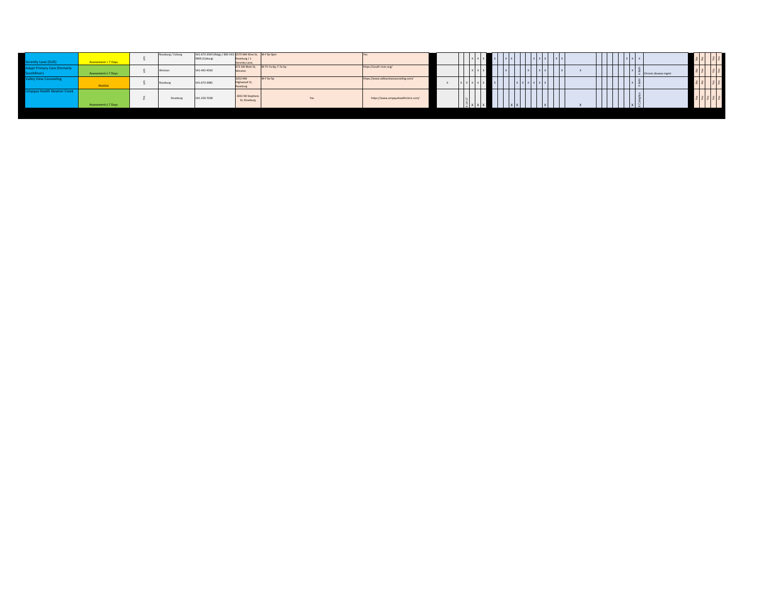| | | | | | | | | | | | | | | | | | | | | | | | | | | | | | | | | | | | | | | | | | | | | | | |
|---|---|---|---|---|---|---|---|---|---|---|---|---|---|---|---|---|---|---|---|---|---|---|---|---|---|---|---|---|---|---|---|---|---|---|---|---|---|---|---|---|---|---|---|---|---|
| Serenity Lane (SUD) | Assessment > 7 Days | yes | Roseburg / Coburg | 541-673-3504 (Rsbg) / 800-543-9905 (Coburg) | 2575 NW Kline St, Roseburg / 1 Serenity Lane, | M-F 8a-9pm | Yes | | | | x | x | x | x | | x | x | | | | x | x | x | | x | x | | | | | | | | | x | x | x | | | No | No | | Yes | Yes |
| Adapt Primary Care (formerly SouthRiver) | Assessment ≤ 7 Days | yes | Winston | 541-492-4550 | 671 SW Main St, Winston | M-Th 7a-6p, F 7a-5p | https://south-river.org/ | | | | x | x | x | | | x | | | | x | | x | x | | | x | x | | | | | | | | x | X Both | Chronic disease mgmt | | | No | Yes | | Yes | Yes |
| Valley View Counseling | Waitlist | yes | Roseburg | 541-673-3985 | 1652 NW Highwood Ct, Roseburg | M-F 9a-5p | https://www.valleyviewcounseling.com/ | x | | x | x | x | x | x | x | | | | x | x | x | x | x | x | | | | | | | | | | | x | X Both | | | | No | No | | Yes | Yes |
| Umpqua Health Newton Creek | Assessment ≤ 7 Days | Yes | Roseburg | 541-229-7038 | 3031 NE Stephens St, Roseburg | Yes | https://www.umpquahealthclinic.com/ | | | X 14-17 | X | X | X | | | | X | X | | | | | X | | | | | X | | | | | | | X | X Complex | | | | Yes | Yes | Yes | Yes | Yes |